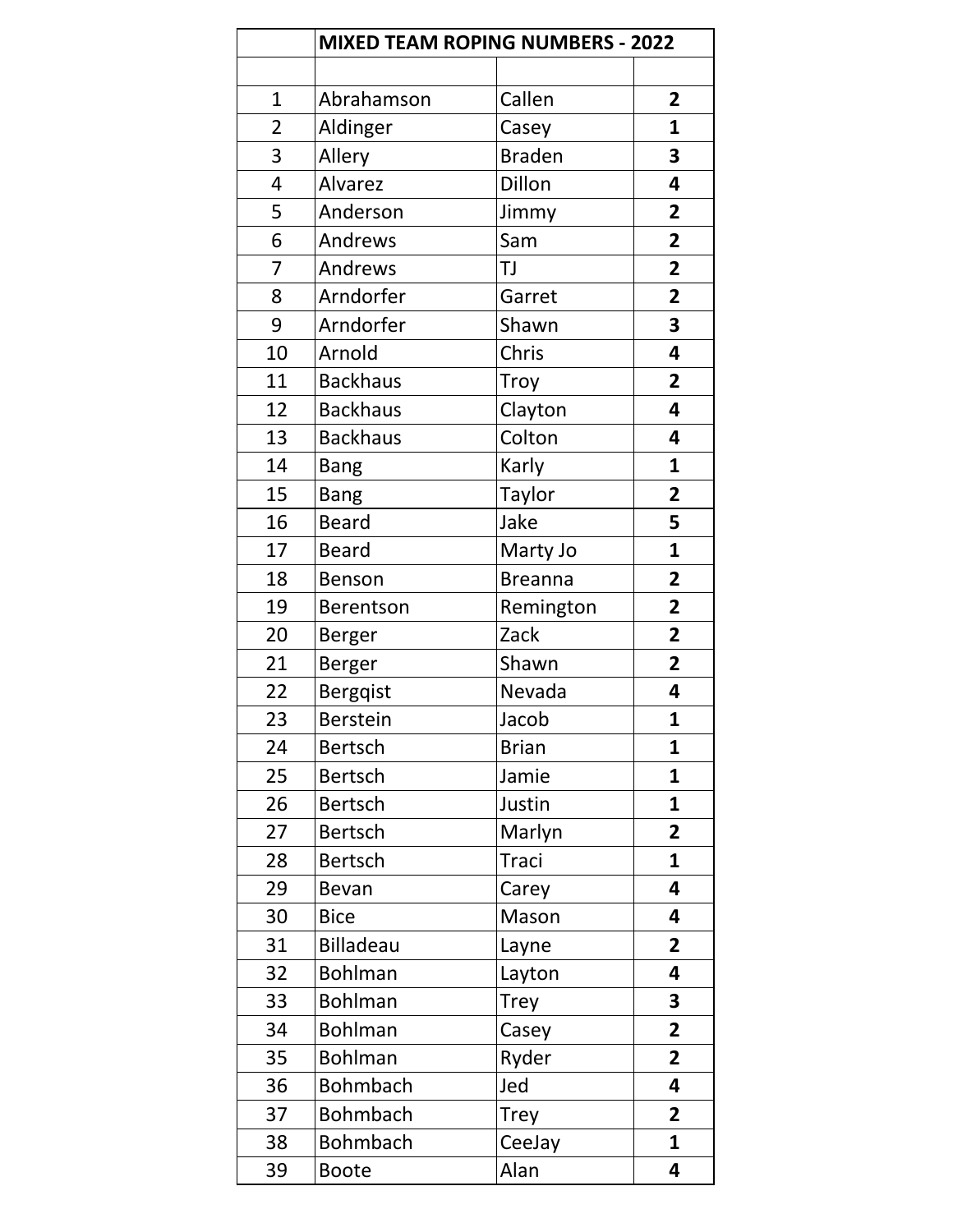| | MIXED TEAM ROPING NUMBERS - 2022 | | |
|---|---|---|---|
| | | | |
| 1 | Abrahamson | Callen | **2** |
| 2 | Aldinger | Casey | **1** |
| 3 | Allery | Braden | **3** |
| 4 | Alvarez | Dillon | **4** |
| 5 | Anderson | Jimmy | **2** |
| 6 | Andrews | Sam | **2** |
| 7 | Andrews | TJ | **2** |
| 8 | Arndorfer | Garret | **2** |
| 9 | Arndorfer | Shawn | **3** |
| 10 | Arnold | Chris | **4** |
| 11 | Backhaus | Troy | **2** |
| 12 | Backhaus | Clayton | **4** |
| 13 | Backhaus | Colton | **4** |
| 14 | Bang | Karly | **1** |
| 15 | Bang | Taylor | **2** |
| 16 | Beard | Jake | **5** |
| 17 | Beard | Marty Jo | **1** |
| 18 | Benson | Breanna | **2** |
| 19 | Berentson | Remington | **2** |
| 20 | Berger | Zack | **2** |
| 21 | Berger | Shawn | **2** |
| 22 | Bergqist | Nevada | **4** |
| 23 | Berstein | Jacob | **1** |
| 24 | Bertsch | Brian | **1** |
| 25 | Bertsch | Jamie | **1** |
| 26 | Bertsch | Justin | **1** |
| 27 | Bertsch | Marlyn | **2** |
| 28 | Bertsch | Traci | **1** |
| 29 | Bevan | Carey | **4** |
| 30 | Bice | Mason | **4** |
| 31 | Billadeau | Layne | **2** |
| 32 | Bohlman | Layton | **4** |
| 33 | Bohlman | Trey | **3** |
| 34 | Bohlman | Casey | **2** |
| 35 | Bohlman | Ryder | **2** |
| 36 | Bohmbach | Jed | **4** |
| 37 | Bohmbach | Trey | **2** |
| 38 | Bohmbach | CeeJay | **1** |
| 39 | Boote | Alan | **4** |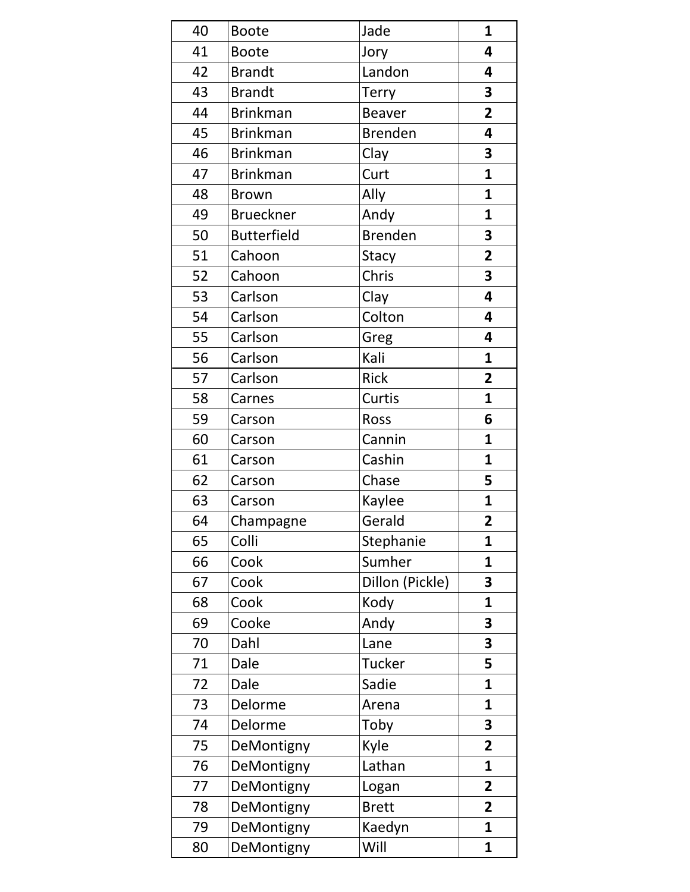| 40 | Boote | Jade | **1** |
|---|---|---|---|
| 41 | Boote | Jory | **4** |
| 42 | Brandt | Landon | **4** |
| 43 | Brandt | Terry | **3** |
| 44 | Brinkman | Beaver | **2** |
| 45 | Brinkman | Brenden | **4** |
| 46 | Brinkman | Clay | **3** |
| 47 | Brinkman | Curt | **1** |
| 48 | Brown | Ally | **1** |
| 49 | Brueckner | Andy | **1** |
| 50 | Butterfield | Brenden | **3** |
| 51 | Cahoon | Stacy | **2** |
| 52 | Cahoon | Chris | **3** |
| 53 | Carlson | Clay | **4** |
| 54 | Carlson | Colton | **4** |
| 55 | Carlson | Greg | **4** |
| 56 | Carlson | Kali | **1** |
| 57 | Carlson | Rick | **2** |
| 58 | Carnes | Curtis | **1** |
| 59 | Carson | Ross | **6** |
| 60 | Carson | Cannin | **1** |
| 61 | Carson | Cashin | **1** |
| 62 | Carson | Chase | **5** |
| 63 | Carson | Kaylee | **1** |
| 64 | Champagne | Gerald | **2** |
| 65 | Colli | Stephanie | **1** |
| 66 | Cook | Sumher | **1** |
| 67 | Cook | Dillon (Pickle) | **3** |
| 68 | Cook | Kody | **1** |
| 69 | Cooke | Andy | **3** |
| 70 | Dahl | Lane | **3** |
| 71 | Dale | Tucker | **5** |
| 72 | Dale | Sadie | **1** |
| 73 | Delorme | Arena | **1** |
| 74 | Delorme | Toby | **3** |
| 75 | DeMontigny | Kyle | **2** |
| 76 | DeMontigny | Lathan | **1** |
| 77 | DeMontigny | Logan | **2** |
| 78 | DeMontigny | Brett | **2** |
| 79 | DeMontigny | Kaedyn | **1** |
| 80 | DeMontigny | Will | **1** |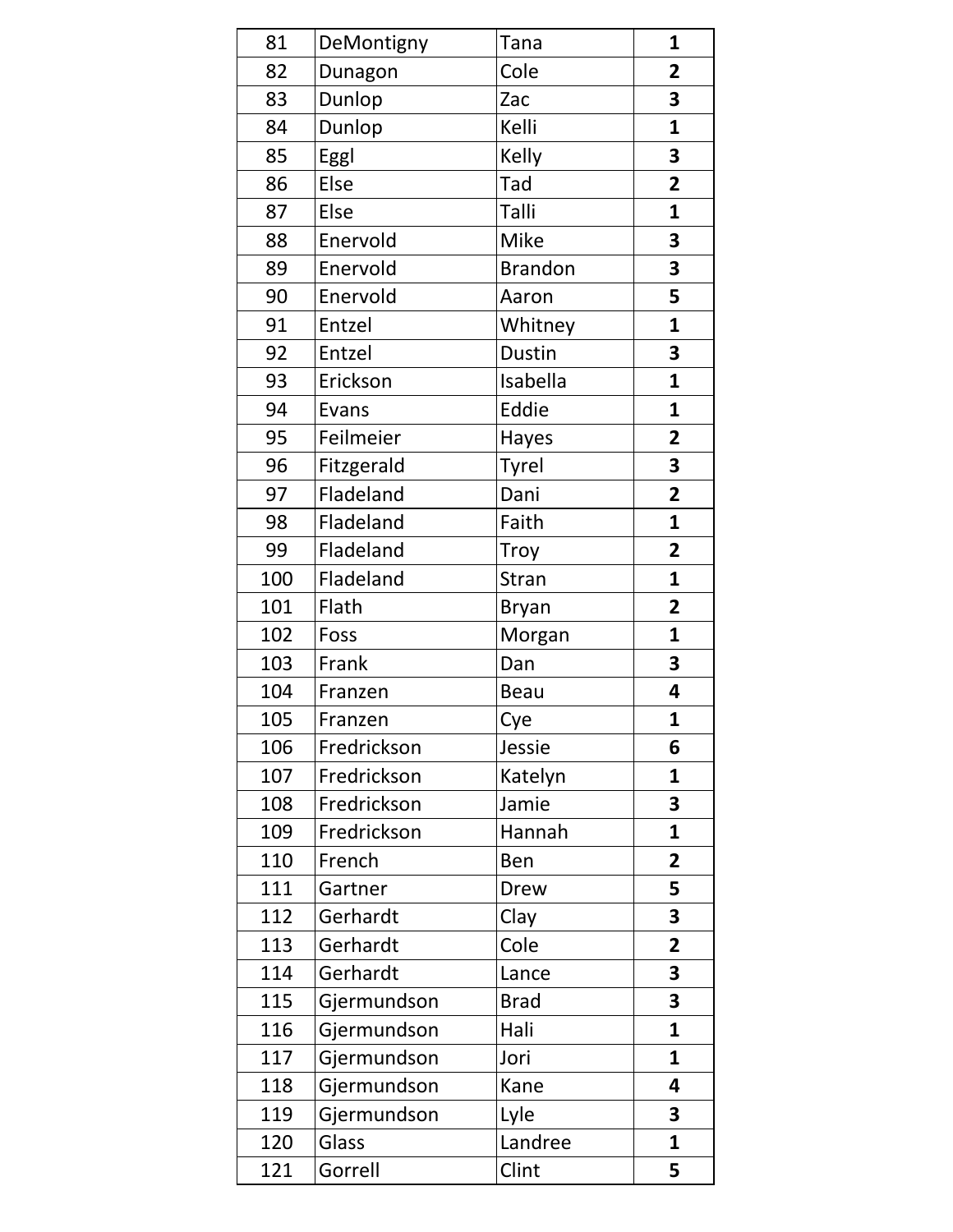| 81 | DeMontigny | Tana | **1** |
|---|---|---|---|
| 82 | Dunagon | Cole | **2** |
| 83 | Dunlop | Zac | **3** |
| 84 | Dunlop | Kelli | **1** |
| 85 | Eggl | Kelly | **3** |
| 86 | Else | Tad | **2** |
| 87 | Else | Talli | **1** |
| 88 | Enervold | Mike | **3** |
| 89 | Enervold | Brandon | **3** |
| 90 | Enervold | Aaron | **5** |
| 91 | Entzel | Whitney | **1** |
| 92 | Entzel | Dustin | **3** |
| 93 | Erickson | Isabella | **1** |
| 94 | Evans | Eddie | **1** |
| 95 | Feilmeier | Hayes | **2** |
| 96 | Fitzgerald | Tyrel | **3** |
| 97 | Fladeland | Dani | **2** |
| 98 | Fladeland | Faith | **1** |
| 99 | Fladeland | Troy | **2** |
| 100 | Fladeland | Stran | **1** |
| 101 | Flath | Bryan | **2** |
| 102 | Foss | Morgan | **1** |
| 103 | Frank | Dan | **3** |
| 104 | Franzen | Beau | **4** |
| 105 | Franzen | Cye | **1** |
| 106 | Fredrickson | Jessie | **6** |
| 107 | Fredrickson | Katelyn | **1** |
| 108 | Fredrickson | Jamie | **3** |
| 109 | Fredrickson | Hannah | **1** |
| 110 | French | Ben | **2** |
| 111 | Gartner | Drew | **5** |
| 112 | Gerhardt | Clay | **3** |
| 113 | Gerhardt | Cole | **2** |
| 114 | Gerhardt | Lance | **3** |
| 115 | Gjermundson | Brad | **3** |
| 116 | Gjermundson | Hali | **1** |
| 117 | Gjermundson | Jori | **1** |
| 118 | Gjermundson | Kane | **4** |
| 119 | Gjermundson | Lyle | **3** |
| 120 | Glass | Landree | **1** |
| 121 | Gorrell | Clint | **5** |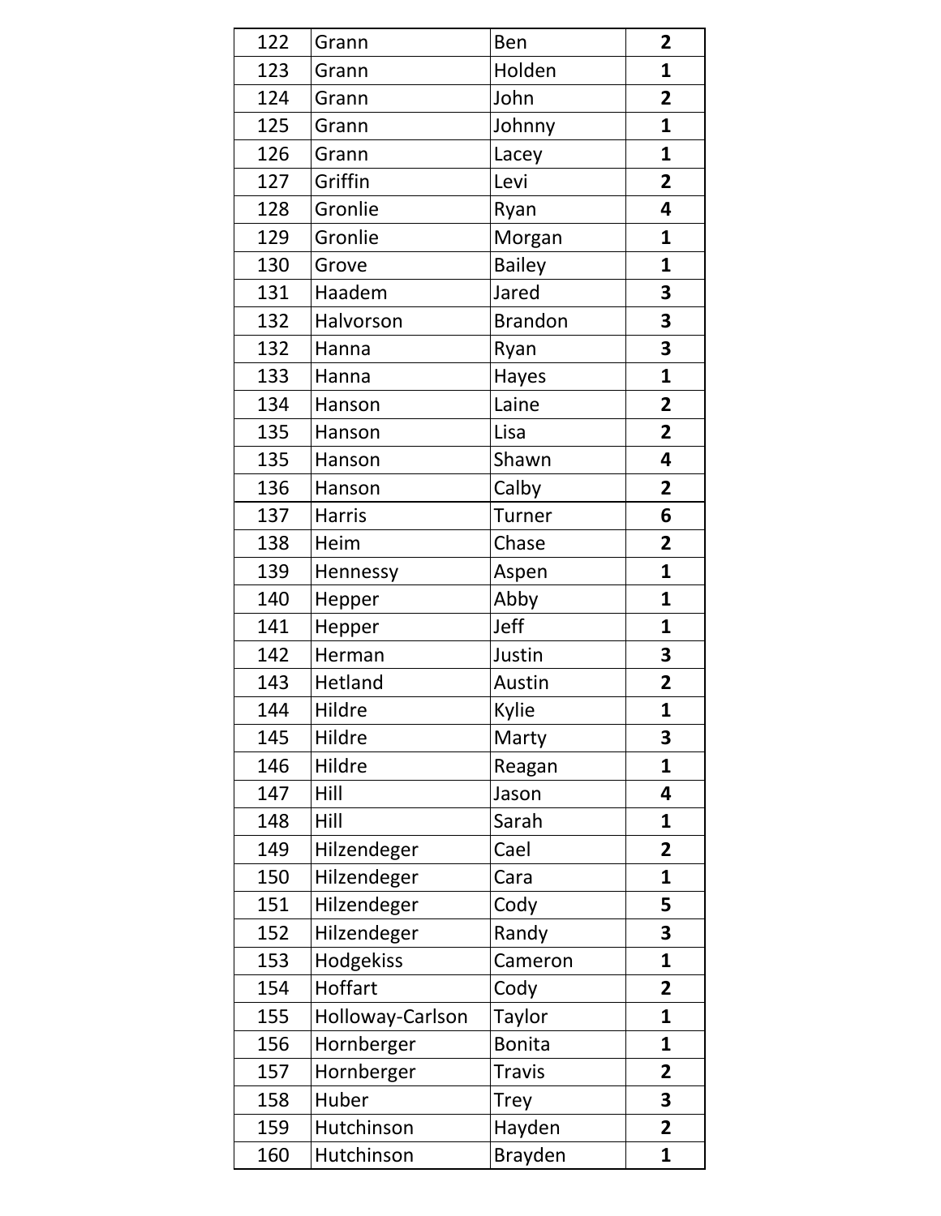| 122 | Grann | Ben | **2** |
|---|---|---|---|
| 123 | Grann | Holden | **1** |
| 124 | Grann | John | **2** |
| 125 | Grann | Johnny | **1** |
| 126 | Grann | Lacey | **1** |
| 127 | Griffin | Levi | **2** |
| 128 | Gronlie | Ryan | **4** |
| 129 | Gronlie | Morgan | **1** |
| 130 | Grove | Bailey | **1** |
| 131 | Haadem | Jared | **3** |
| 132 | Halvorson | Brandon | **3** |
| 132 | Hanna | Ryan | **3** |
| 133 | Hanna | Hayes | **1** |
| 134 | Hanson | Laine | **2** |
| 135 | Hanson | Lisa | **2** |
| 135 | Hanson | Shawn | **4** |
| 136 | Hanson | Calby | **2** |
| 137 | Harris | Turner | **6** |
| 138 | Heim | Chase | **2** |
| 139 | Hennessy | Aspen | **1** |
| 140 | Hepper | Abby | **1** |
| 141 | Hepper | Jeff | **1** |
| 142 | Herman | Justin | **3** |
| 143 | Hetland | Austin | **2** |
| 144 | Hildre | Kylie | **1** |
| 145 | Hildre | Marty | **3** |
| 146 | Hildre | Reagan | **1** |
| 147 | Hill | Jason | **4** |
| 148 | Hill | Sarah | **1** |
| 149 | Hilzendeger | Cael | **2** |
| 150 | Hilzendeger | Cara | **1** |
| 151 | Hilzendeger | Cody | **5** |
| 152 | Hilzendeger | Randy | **3** |
| 153 | Hodgekiss | Cameron | **1** |
| 154 | Hoffart | Cody | **2** |
| 155 | Holloway-Carlson | Taylor | **1** |
| 156 | Hornberger | Bonita | **1** |
| 157 | Hornberger | Travis | **2** |
| 158 | Huber | Trey | **3** |
| 159 | Hutchinson | Hayden | **2** |
| 160 | Hutchinson | Brayden | **1** |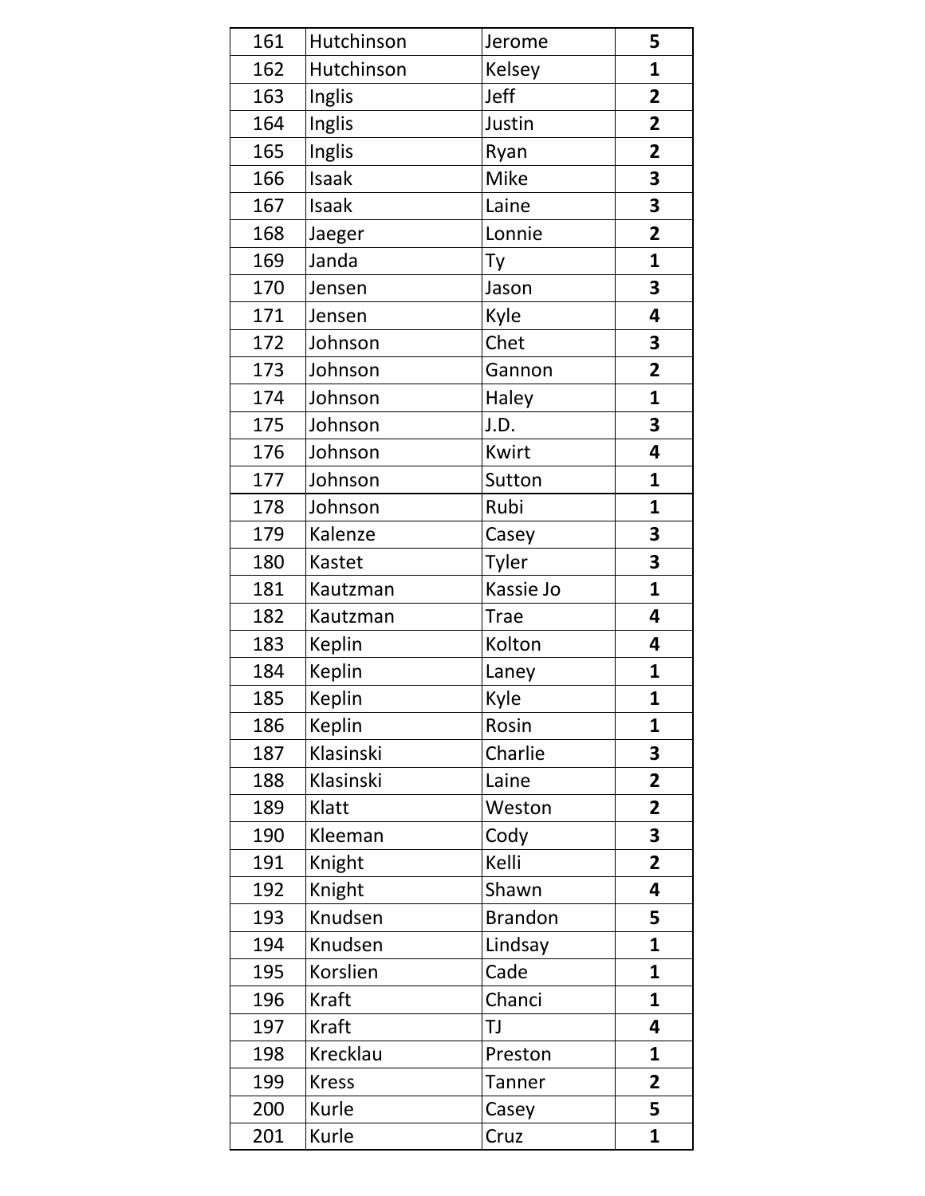| | | | |
|---|---|---|---|
| 161 | Hutchinson | Jerome | **5** |
| 162 | Hutchinson | Kelsey | **1** |
| 163 | Inglis | Jeff | **2** |
| 164 | Inglis | Justin | **2** |
| 165 | Inglis | Ryan | **2** |
| 166 | Isaak | Mike | **3** |
| 167 | Isaak | Laine | **3** |
| 168 | Jaeger | Lonnie | **2** |
| 169 | Janda | Ty | **1** |
| 170 | Jensen | Jason | **3** |
| 171 | Jensen | Kyle | **4** |
| 172 | Johnson | Chet | **3** |
| 173 | Johnson | Gannon | **2** |
| 174 | Johnson | Haley | **1** |
| 175 | Johnson | J.D. | **3** |
| 176 | Johnson | Kwirt | **4** |
| 177 | Johnson | Sutton | **1** |
| 178 | Johnson | Rubi | **1** |
| 179 | Kalenze | Casey | **3** |
| 180 | Kastet | Tyler | **3** |
| 181 | Kautzman | Kassie Jo | **1** |
| 182 | Kautzman | Trae | **4** |
| 183 | Keplin | Kolton | **4** |
| 184 | Keplin | Laney | **1** |
| 185 | Keplin | Kyle | **1** |
| 186 | Keplin | Rosin | **1** |
| 187 | Klasinski | Charlie | **3** |
| 188 | Klasinski | Laine | **2** |
| 189 | Klatt | Weston | **2** |
| 190 | Kleeman | Cody | **3** |
| 191 | Knight | Kelli | **2** |
| 192 | Knight | Shawn | **4** |
| 193 | Knudsen | Brandon | **5** |
| 194 | Knudsen | Lindsay | **1** |
| 195 | Korslien | Cade | **1** |
| 196 | Kraft | Chanci | **1** |
| 197 | Kraft | TJ | **4** |
| 198 | Krecklau | Preston | **1** |
| 199 | Kress | Tanner | **2** |
| 200 | Kurle | Casey | **5** |
| 201 | Kurle | Cruz | **1** |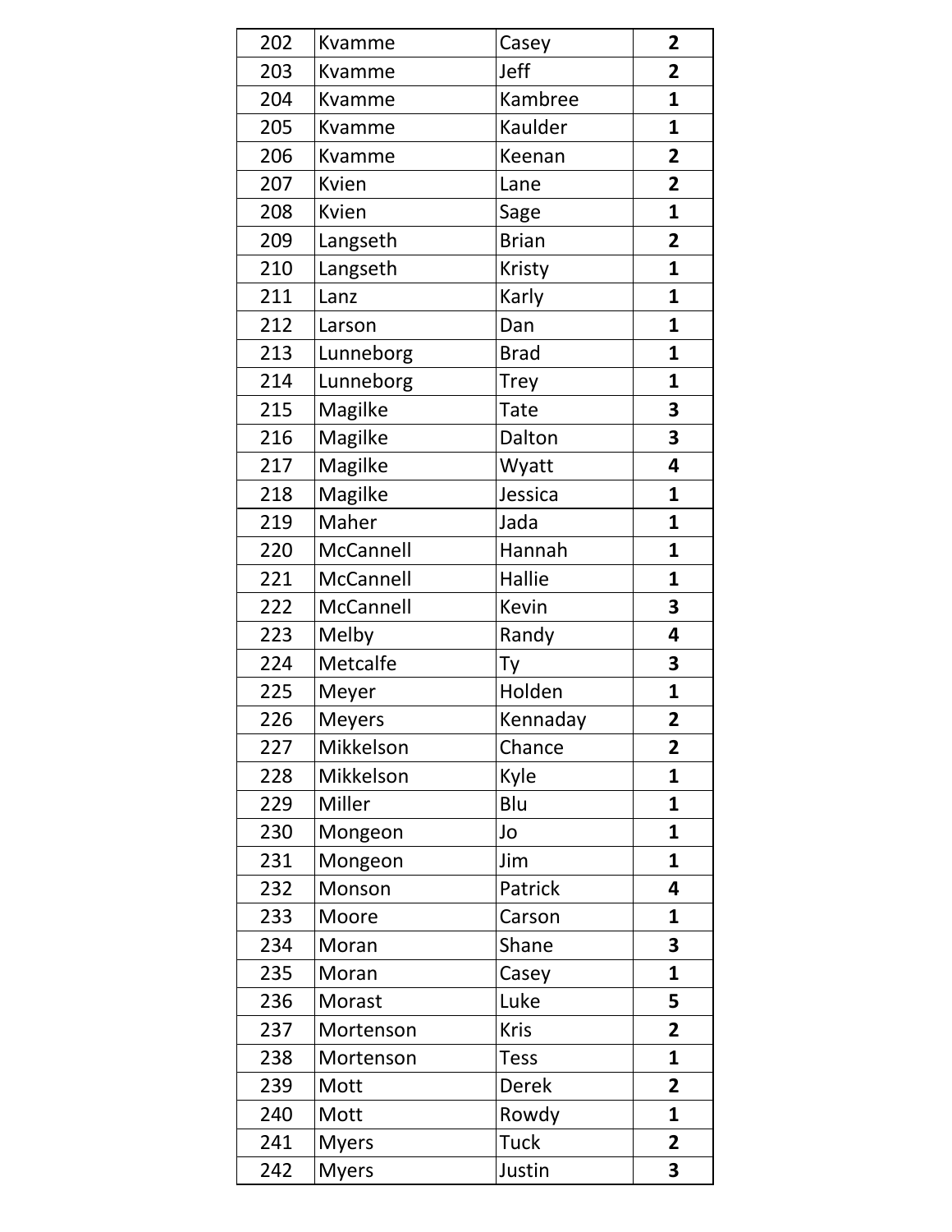| 202 | Kvamme | Casey | **2** |
|---|---|---|---|
| 203 | Kvamme | Jeff | **2** |
| 204 | Kvamme | Kambree | **1** |
| 205 | Kvamme | Kaulder | **1** |
| 206 | Kvamme | Keenan | **2** |
| 207 | Kvien | Lane | **2** |
| 208 | Kvien | Sage | **1** |
| 209 | Langseth | Brian | **2** |
| 210 | Langseth | Kristy | **1** |
| 211 | Lanz | Karly | **1** |
| 212 | Larson | Dan | **1** |
| 213 | Lunneborg | Brad | **1** |
| 214 | Lunneborg | Trey | **1** |
| 215 | Magilke | Tate | **3** |
| 216 | Magilke | Dalton | **3** |
| 217 | Magilke | Wyatt | **4** |
| 218 | Magilke | Jessica | **1** |
| 219 | Maher | Jada | **1** |
| 220 | McCannell | Hannah | **1** |
| 221 | McCannell | Hallie | **1** |
| 222 | McCannell | Kevin | **3** |
| 223 | Melby | Randy | **4** |
| 224 | Metcalfe | Ty | **3** |
| 225 | Meyer | Holden | **1** |
| 226 | Meyers | Kennaday | **2** |
| 227 | Mikkelson | Chance | **2** |
| 228 | Mikkelson | Kyle | **1** |
| 229 | Miller | Blu | **1** |
| 230 | Mongeon | Jo | **1** |
| 231 | Mongeon | Jim | **1** |
| 232 | Monson | Patrick | **4** |
| 233 | Moore | Carson | **1** |
| 234 | Moran | Shane | **3** |
| 235 | Moran | Casey | **1** |
| 236 | Morast | Luke | **5** |
| 237 | Mortenson | Kris | **2** |
| 238 | Mortenson | Tess | **1** |
| 239 | Mott | Derek | **2** |
| 240 | Mott | Rowdy | **1** |
| 241 | Myers | Tuck | **2** |
| 242 | Myers | Justin | **3** |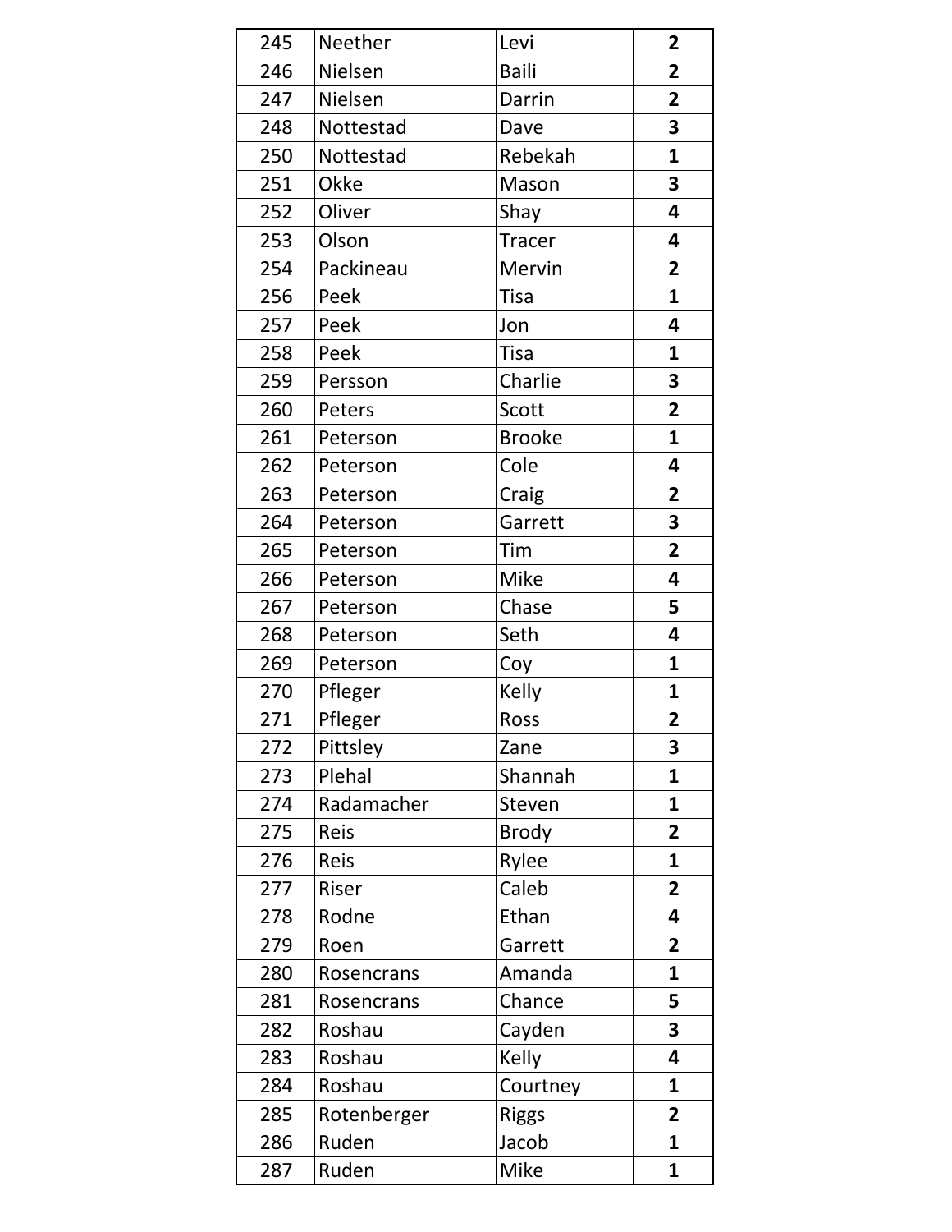| 245 | Neether | Levi | **2** |
|---|---|---|---|
| 246 | Nielsen | Baili | **2** |
| 247 | Nielsen | Darrin | **2** |
| 248 | Nottestad | Dave | **3** |
| 250 | Nottestad | Rebekah | **1** |
| 251 | Okke | Mason | **3** |
| 252 | Oliver | Shay | **4** |
| 253 | Olson | Tracer | **4** |
| 254 | Packineau | Mervin | **2** |
| 256 | Peek | Tisa | **1** |
| 257 | Peek | Jon | **4** |
| 258 | Peek | Tisa | **1** |
| 259 | Persson | Charlie | **3** |
| 260 | Peters | Scott | **2** |
| 261 | Peterson | Brooke | **1** |
| 262 | Peterson | Cole | **4** |
| 263 | Peterson | Craig | **2** |
| 264 | Peterson | Garrett | **3** |
| 265 | Peterson | Tim | **2** |
| 266 | Peterson | Mike | **4** |
| 267 | Peterson | Chase | **5** |
| 268 | Peterson | Seth | **4** |
| 269 | Peterson | Coy | **1** |
| 270 | Pfleger | Kelly | **1** |
| 271 | Pfleger | Ross | **2** |
| 272 | Pittsley | Zane | **3** |
| 273 | Plehal | Shannah | **1** |
| 274 | Radamacher | Steven | **1** |
| 275 | Reis | Brody | **2** |
| 276 | Reis | Rylee | **1** |
| 277 | Riser | Caleb | **2** |
| 278 | Rodne | Ethan | **4** |
| 279 | Roen | Garrett | **2** |
| 280 | Rosencrans | Amanda | **1** |
| 281 | Rosencrans | Chance | **5** |
| 282 | Roshau | Cayden | **3** |
| 283 | Roshau | Kelly | **4** |
| 284 | Roshau | Courtney | **1** |
| 285 | Rotenberger | Riggs | **2** |
| 286 | Ruden | Jacob | **1** |
| 287 | Ruden | Mike | **1** |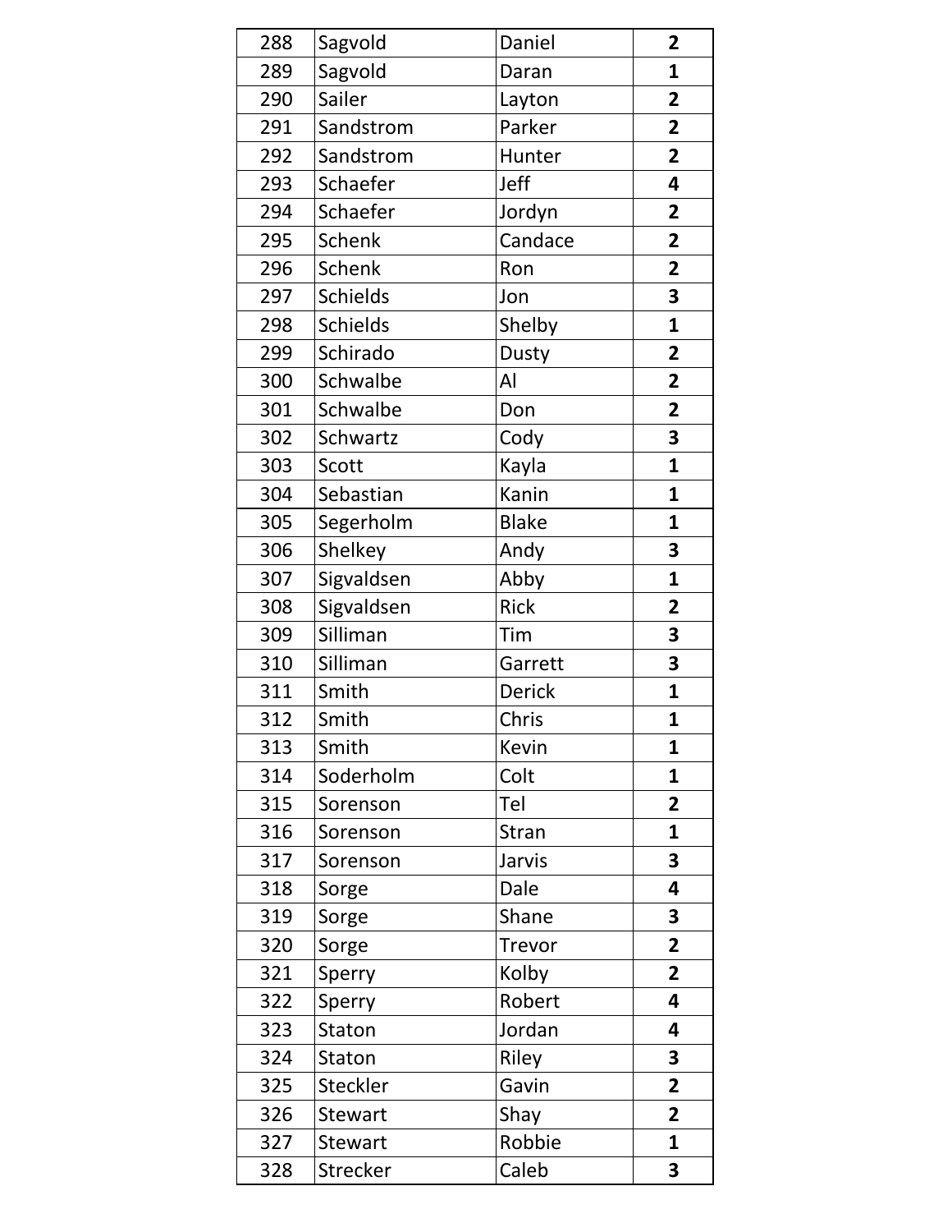| | | | |
|---|---|---|---|
| 288 | Sagvold | Daniel | **2** |
| 289 | Sagvold | Daran | **1** |
| 290 | Sailer | Layton | **2** |
| 291 | Sandstrom | Parker | **2** |
| 292 | Sandstrom | Hunter | **2** |
| 293 | Schaefer | Jeff | **4** |
| 294 | Schaefer | Jordyn | **2** |
| 295 | Schenk | Candace | **2** |
| 296 | Schenk | Ron | **2** |
| 297 | Schields | Jon | **3** |
| 298 | Schields | Shelby | **1** |
| 299 | Schirado | Dusty | **2** |
| 300 | Schwalbe | Al | **2** |
| 301 | Schwalbe | Don | **2** |
| 302 | Schwartz | Cody | **3** |
| 303 | Scott | Kayla | **1** |
| 304 | Sebastian | Kanin | **1** |
| 305 | Segerholm | Blake | **1** |
| 306 | Shelkey | Andy | **3** |
| 307 | Sigvaldsen | Abby | **1** |
| 308 | Sigvaldsen | Rick | **2** |
| 309 | Silliman | Tim | **3** |
| 310 | Silliman | Garrett | **3** |
| 311 | Smith | Derick | **1** |
| 312 | Smith | Chris | **1** |
| 313 | Smith | Kevin | **1** |
| 314 | Soderholm | Colt | **1** |
| 315 | Sorenson | Tel | **2** |
| 316 | Sorenson | Stran | **1** |
| 317 | Sorenson | Jarvis | **3** |
| 318 | Sorge | Dale | **4** |
| 319 | Sorge | Shane | **3** |
| 320 | Sorge | Trevor | **2** |
| 321 | Sperry | Kolby | **2** |
| 322 | Sperry | Robert | **4** |
| 323 | Staton | Jordan | **4** |
| 324 | Staton | Riley | **3** |
| 325 | Steckler | Gavin | **2** |
| 326 | Stewart | Shay | **2** |
| 327 | Stewart | Robbie | **1** |
| 328 | Strecker | Caleb | **3** |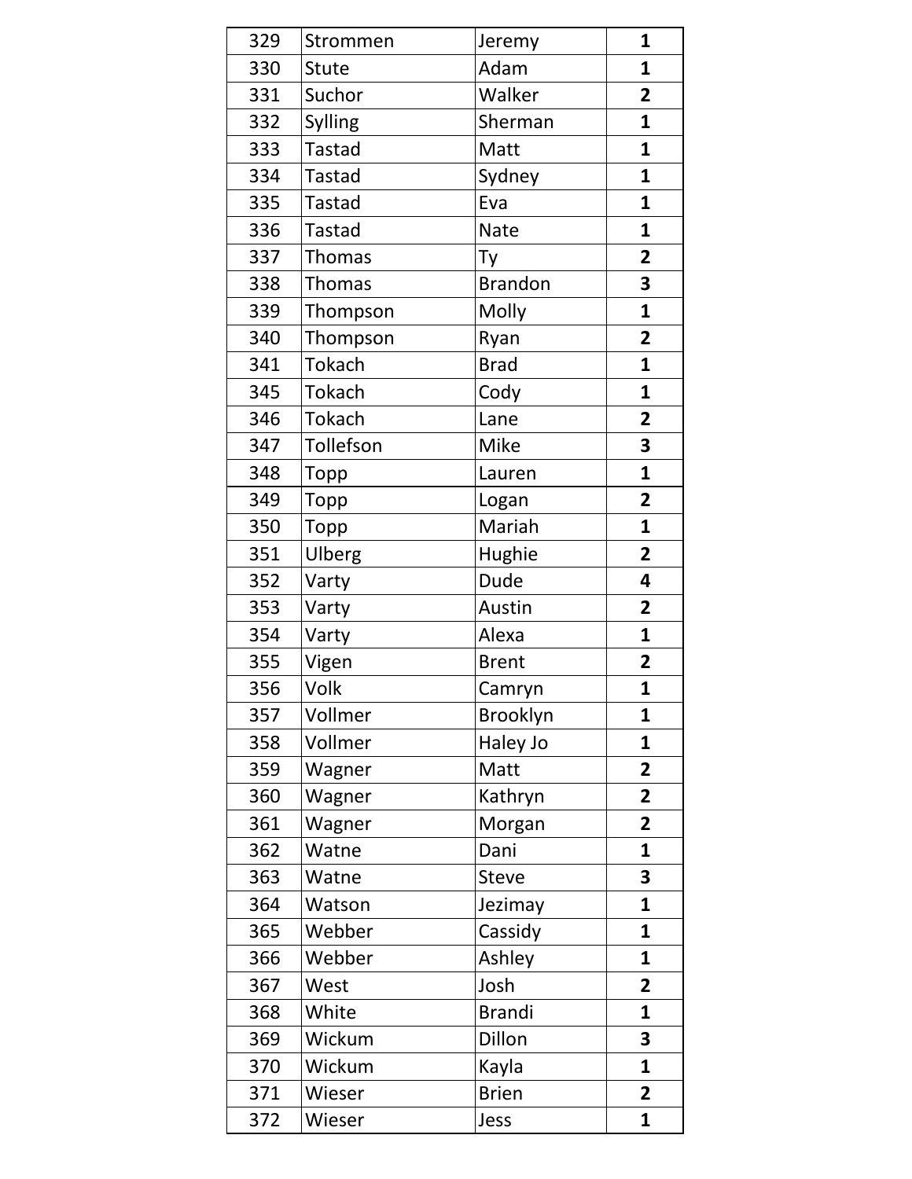| 329 | Strommen | Jeremy | 1 |
|---|---|---|---|
| 330 | Stute | Adam | 1 |
| 331 | Suchor | Walker | 2 |
| 332 | Sylling | Sherman | 1 |
| 333 | Tastad | Matt | 1 |
| 334 | Tastad | Sydney | 1 |
| 335 | Tastad | Eva | 1 |
| 336 | Tastad | Nate | 1 |
| 337 | Thomas | Ty | 2 |
| 338 | Thomas | Brandon | 3 |
| 339 | Thompson | Molly | 1 |
| 340 | Thompson | Ryan | 2 |
| 341 | Tokach | Brad | 1 |
| 345 | Tokach | Cody | 1 |
| 346 | Tokach | Lane | 2 |
| 347 | Tollefson | Mike | 3 |
| 348 | Topp | Lauren | 1 |
| 349 | Topp | Logan | 2 |
| 350 | Topp | Mariah | 1 |
| 351 | Ulberg | Hughie | 2 |
| 352 | Varty | Dude | 4 |
| 353 | Varty | Austin | 2 |
| 354 | Varty | Alexa | 1 |
| 355 | Vigen | Brent | 2 |
| 356 | Volk | Camryn | 1 |
| 357 | Vollmer | Brooklyn | 1 |
| 358 | Vollmer | Haley Jo | 1 |
| 359 | Wagner | Matt | 2 |
| 360 | Wagner | Kathryn | 2 |
| 361 | Wagner | Morgan | 2 |
| 362 | Watne | Dani | 1 |
| 363 | Watne | Steve | 3 |
| 364 | Watson | Jezimay | 1 |
| 365 | Webber | Cassidy | 1 |
| 366 | Webber | Ashley | 1 |
| 367 | West | Josh | 2 |
| 368 | White | Brandi | 1 |
| 369 | Wickum | Dillon | 3 |
| 370 | Wickum | Kayla | 1 |
| 371 | Wieser | Brien | 2 |
| 372 | Wieser | Jess | 1 |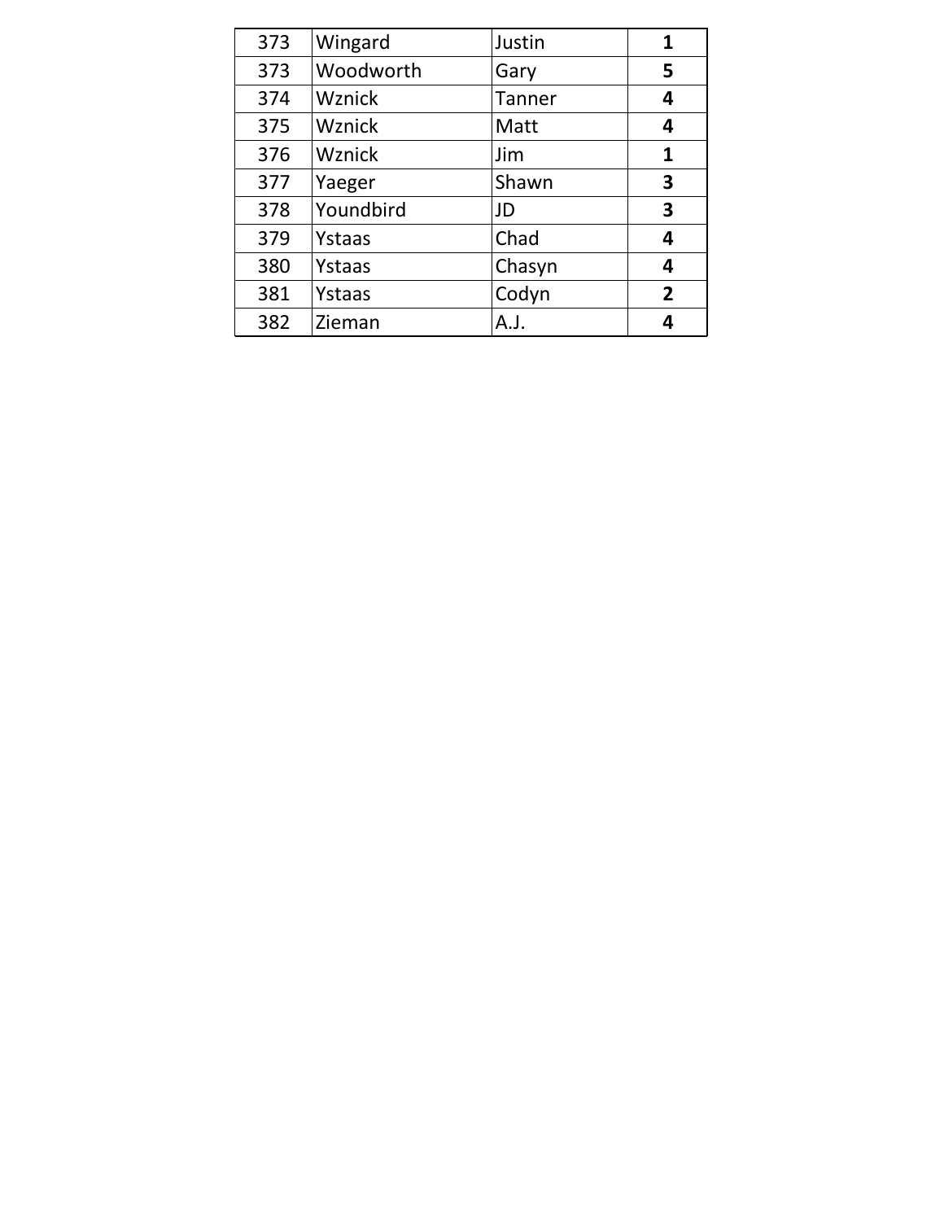| | | | |
|---|---|---|---|
| 373 | Wingard | Justin | **1** |
| 373 | Woodworth | Gary | **5** |
| 374 | Wznick | Tanner | **4** |
| 375 | Wznick | Matt | **4** |
| 376 | Wznick | Jim | **1** |
| 377 | Yaeger | Shawn | **3** |
| 378 | Youndbird | JD | **3** |
| 379 | Ystaas | Chad | **4** |
| 380 | Ystaas | Chasyn | **4** |
| 381 | Ystaas | Codyn | **2** |
| 382 | Zieman | A.J. | **4** |